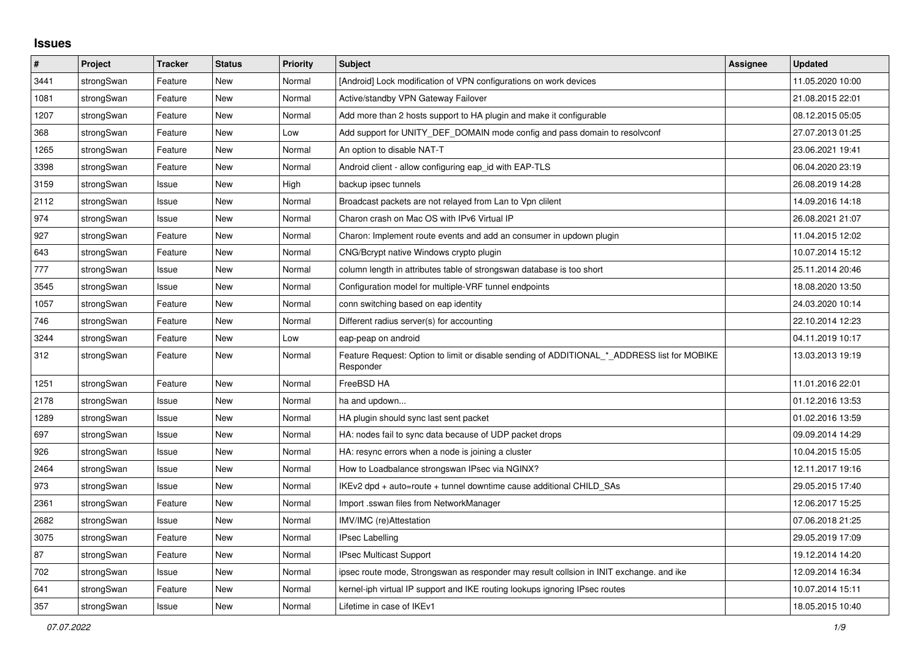## Issues

| # | Project | Tracker | Status | Priority | Subject | Assignee | Updated |
|---|---|---|---|---|---|---|---|
| 3441 | strongSwan | Feature | New | Normal | [Android] Lock modification of VPN configurations on work devices | | 11.05.2020 10:00 |
| 1081 | strongSwan | Feature | New | Normal | Active/standby VPN Gateway Failover | | 21.08.2015 22:01 |
| 1207 | strongSwan | Feature | New | Normal | Add more than 2 hosts support to HA plugin and make it configurable | | 08.12.2015 05:05 |
| 368 | strongSwan | Feature | New | Low | Add support for UNITY_DEF_DOMAIN mode config and pass domain to resolvconf | | 27.07.2013 01:25 |
| 1265 | strongSwan | Feature | New | Normal | An option to disable NAT-T | | 23.06.2021 19:41 |
| 3398 | strongSwan | Feature | New | Normal | Android client - allow configuring eap_id with EAP-TLS | | 06.04.2020 23:19 |
| 3159 | strongSwan | Issue | New | High | backup ipsec tunnels | | 26.08.2019 14:28 |
| 2112 | strongSwan | Issue | New | Normal | Broadcast packets are not relayed from Lan to Vpn clilent | | 14.09.2016 14:18 |
| 974 | strongSwan | Issue | New | Normal | Charon crash on Mac OS with IPv6 Virtual IP | | 26.08.2021 21:07 |
| 927 | strongSwan | Feature | New | Normal | Charon: Implement route events and add an consumer in updown plugin | | 11.04.2015 12:02 |
| 643 | strongSwan | Feature | New | Normal | CNG/Bcrypt native Windows crypto plugin | | 10.07.2014 15:12 |
| 777 | strongSwan | Issue | New | Normal | column length in attributes table of strongswan database is too short | | 25.11.2014 20:46 |
| 3545 | strongSwan | Issue | New | Normal | Configuration model for multiple-VRF tunnel endpoints | | 18.08.2020 13:50 |
| 1057 | strongSwan | Feature | New | Normal | conn switching based on eap identity | | 24.03.2020 10:14 |
| 746 | strongSwan | Feature | New | Normal | Different radius server(s) for accounting | | 22.10.2014 12:23 |
| 3244 | strongSwan | Feature | New | Low | eap-peap on android | | 04.11.2019 10:17 |
| 312 | strongSwan | Feature | New | Normal | Feature Request: Option to limit or disable sending of ADDITIONAL_*_ADDRESS list for MOBIKE Responder | | 13.03.2013 19:19 |
| 1251 | strongSwan | Feature | New | Normal | FreeBSD HA | | 11.01.2016 22:01 |
| 2178 | strongSwan | Issue | New | Normal | ha and updown... | | 01.12.2016 13:53 |
| 1289 | strongSwan | Issue | New | Normal | HA plugin should sync last sent packet | | 01.02.2016 13:59 |
| 697 | strongSwan | Issue | New | Normal | HA: nodes fail to sync data because of UDP packet drops | | 09.09.2014 14:29 |
| 926 | strongSwan | Issue | New | Normal | HA: resync errors when a node is joining a cluster | | 10.04.2015 15:05 |
| 2464 | strongSwan | Issue | New | Normal | How to Loadbalance strongswan IPsec via NGINX? | | 12.11.2017 19:16 |
| 973 | strongSwan | Issue | New | Normal | IKEv2 dpd + auto=route + tunnel downtime cause additional CHILD_SAs | | 29.05.2015 17:40 |
| 2361 | strongSwan | Feature | New | Normal | Import .sswan files from NetworkManager | | 12.06.2017 15:25 |
| 2682 | strongSwan | Issue | New | Normal | IMV/IMC (re)Attestation | | 07.06.2018 21:25 |
| 3075 | strongSwan | Feature | New | Normal | IPsec Labelling | | 29.05.2019 17:09 |
| 87 | strongSwan | Feature | New | Normal | IPsec Multicast Support | | 19.12.2014 14:20 |
| 702 | strongSwan | Issue | New | Normal | ipsec route mode, Strongswan as responder may result collsion in INIT exchange. and ike | | 12.09.2014 16:34 |
| 641 | strongSwan | Feature | New | Normal | kernel-iph virtual IP support and IKE routing lookups ignoring IPsec routes | | 10.07.2014 15:11 |
| 357 | strongSwan | Issue | New | Normal | Lifetime in case of IKEv1 | | 18.05.2015 10:40 |

*07.07.2022*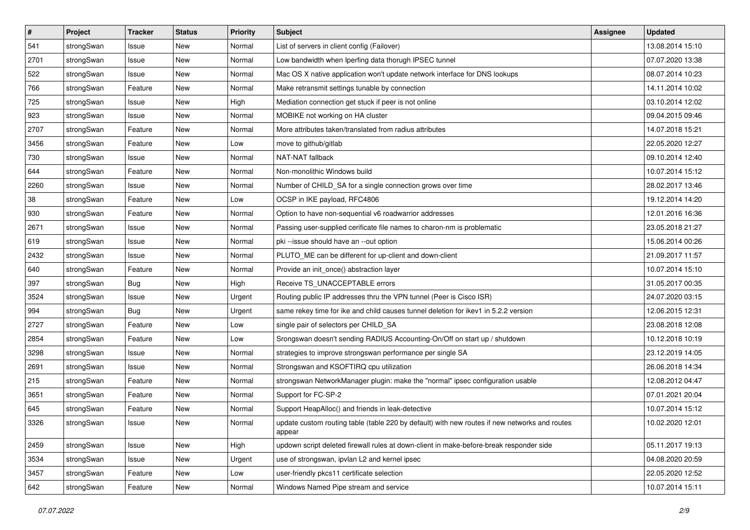| # | Project | Tracker | Status | Priority | Subject | Assignee | Updated |
|---|---|---|---|---|---|---|---|
| 541 | strongSwan | Issue | New | Normal | List of servers in client config (Failover) | | 13.08.2014 15:10 |
| 2701 | strongSwan | Issue | New | Normal | Low bandwidth when Iperfing data thorugh IPSEC tunnel | | 07.07.2020 13:38 |
| 522 | strongSwan | Issue | New | Normal | Mac OS X native application won't update network interface for DNS lookups | | 08.07.2014 10:23 |
| 766 | strongSwan | Feature | New | Normal | Make retransmit settings tunable by connection | | 14.11.2014 10:02 |
| 725 | strongSwan | Issue | New | High | Mediation connection get stuck if peer is not online | | 03.10.2014 12:02 |
| 923 | strongSwan | Issue | New | Normal | MOBIKE not working on HA cluster | | 09.04.2015 09:46 |
| 2707 | strongSwan | Feature | New | Normal | More attributes taken/translated from radius attributes | | 14.07.2018 15:21 |
| 3456 | strongSwan | Feature | New | Low | move to github/gitlab | | 22.05.2020 12:27 |
| 730 | strongSwan | Issue | New | Normal | NAT-NAT fallback | | 09.10.2014 12:40 |
| 644 | strongSwan | Feature | New | Normal | Non-monolithic Windows build | | 10.07.2014 15:12 |
| 2260 | strongSwan | Issue | New | Normal | Number of CHILD_SA for a single connection grows over time | | 28.02.2017 13:46 |
| 38 | strongSwan | Feature | New | Low | OCSP in IKE payload, RFC4806 | | 19.12.2014 14:20 |
| 930 | strongSwan | Feature | New | Normal | Option to have non-sequential v6 roadwarrior addresses | | 12.01.2016 16:36 |
| 2671 | strongSwan | Issue | New | Normal | Passing user-supplied cerificate file names to charon-nm is problematic | | 23.05.2018 21:27 |
| 619 | strongSwan | Issue | New | Normal | pki --issue should have an --out option | | 15.06.2014 00:26 |
| 2432 | strongSwan | Issue | New | Normal | PLUTO_ME can be different for up-client and down-client | | 21.09.2017 11:57 |
| 640 | strongSwan | Feature | New | Normal | Provide an init_once() abstraction layer | | 10.07.2014 15:10 |
| 397 | strongSwan | Bug | New | High | Receive TS_UNACCEPTABLE errors | | 31.05.2017 00:35 |
| 3524 | strongSwan | Issue | New | Urgent | Routing public IP addresses thru the VPN tunnel (Peer is Cisco ISR) | | 24.07.2020 03:15 |
| 994 | strongSwan | Bug | New | Urgent | same rekey time for ike and child causes tunnel deletion for ikev1 in 5.2.2 version | | 12.06.2015 12:31 |
| 2727 | strongSwan | Feature | New | Low | single pair of selectors per CHILD_SA | | 23.08.2018 12:08 |
| 2854 | strongSwan | Feature | New | Low | Srongswan doesn't sending RADIUS Accounting-On/Off on start up / shutdown | | 10.12.2018 10:19 |
| 3298 | strongSwan | Issue | New | Normal | strategies to improve strongswan performance per single SA | | 23.12.2019 14:05 |
| 2691 | strongSwan | Issue | New | Normal | Strongswan and KSOFTIRQ cpu utilization | | 26.06.2018 14:34 |
| 215 | strongSwan | Feature | New | Normal | strongswan NetworkManager plugin: make the "normal" ipsec configuration usable | | 12.08.2012 04:47 |
| 3651 | strongSwan | Feature | New | Normal | Support for FC-SP-2 | | 07.01.2021 20:04 |
| 645 | strongSwan | Feature | New | Normal | Support HeapAlloc() and friends in leak-detective | | 10.07.2014 15:12 |
| 3326 | strongSwan | Issue | New | Normal | update custom routing table (table 220 by default) with new routes if new networks and routes appear | | 10.02.2020 12:01 |
| 2459 | strongSwan | Issue | New | High | updown script deleted firewall rules at down-client in make-before-break responder side | | 05.11.2017 19:13 |
| 3534 | strongSwan | Issue | New | Urgent | use of strongswan, ipvlan L2 and kernel ipsec | | 04.08.2020 20:59 |
| 3457 | strongSwan | Feature | New | Low | user-friendly pkcs11 certificate selection | | 22.05.2020 12:52 |
| 642 | strongSwan | Feature | New | Normal | Windows Named Pipe stream and service | | 10.07.2014 15:11 |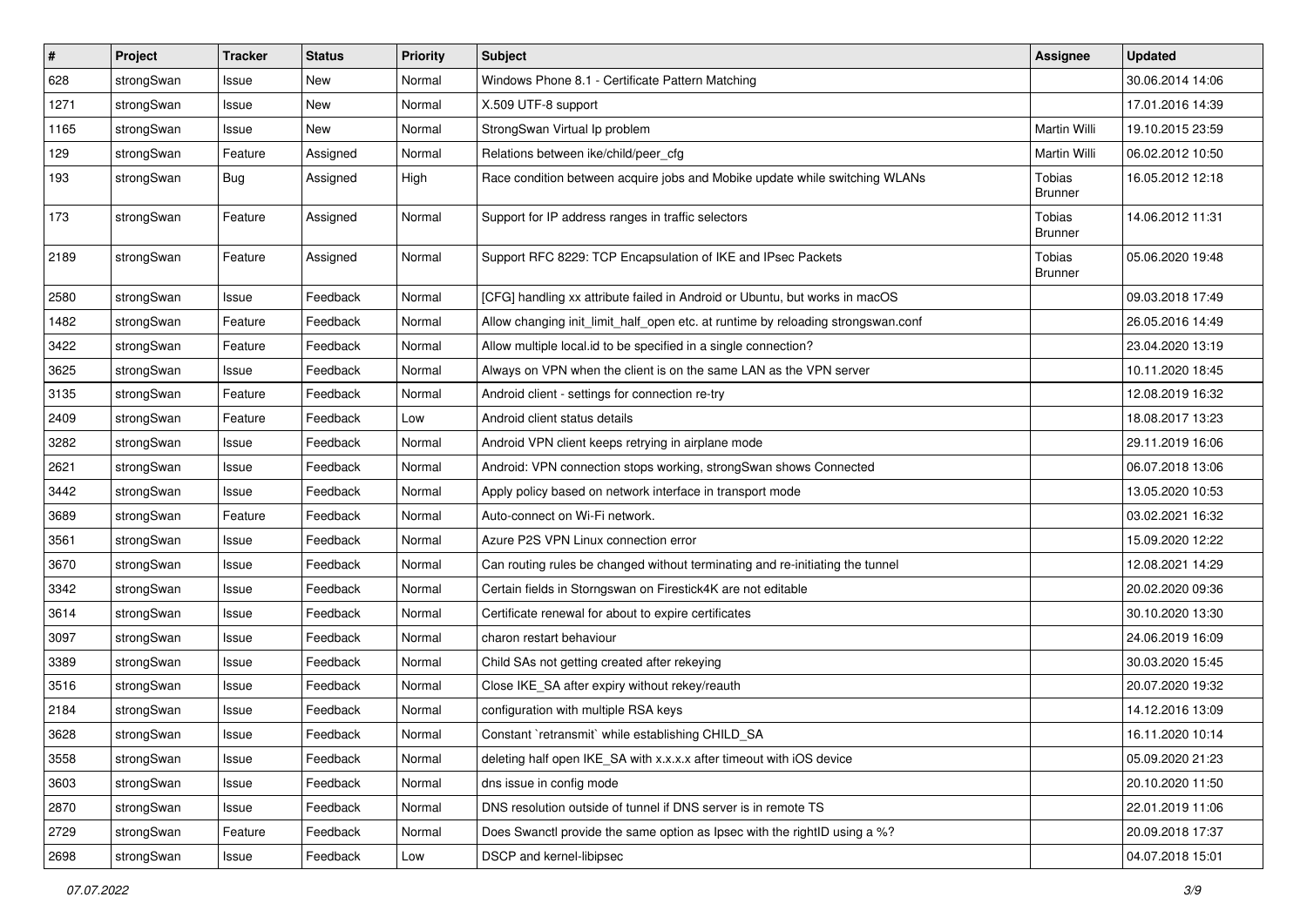| # | Project | Tracker | Status | Priority | Subject | Assignee | Updated |
|---|---|---|---|---|---|---|---|
| 628 | strongSwan | Issue | New | Normal | Windows Phone 8.1 - Certificate Pattern Matching | | 30.06.2014 14:06 |
| 1271 | strongSwan | Issue | New | Normal | X.509 UTF-8 support | | 17.01.2016 14:39 |
| 1165 | strongSwan | Issue | New | Normal | StrongSwan Virtual Ip problem | Martin Willi | 19.10.2015 23:59 |
| 129 | strongSwan | Feature | Assigned | Normal | Relations between ike/child/peer_cfg | Martin Willi | 06.02.2012 10:50 |
| 193 | strongSwan | Bug | Assigned | High | Race condition between acquire jobs and Mobike update while switching WLANs | Tobias Brunner | 16.05.2012 12:18 |
| 173 | strongSwan | Feature | Assigned | Normal | Support for IP address ranges in traffic selectors | Tobias Brunner | 14.06.2012 11:31 |
| 2189 | strongSwan | Feature | Assigned | Normal | Support RFC 8229: TCP Encapsulation of IKE and IPsec Packets | Tobias Brunner | 05.06.2020 19:48 |
| 2580 | strongSwan | Issue | Feedback | Normal | [CFG] handling xx attribute failed in Android or Ubuntu, but works in macOS | | 09.03.2018 17:49 |
| 1482 | strongSwan | Feature | Feedback | Normal | Allow changing init_limit_half_open etc. at runtime by reloading strongswan.conf | | 26.05.2016 14:49 |
| 3422 | strongSwan | Feature | Feedback | Normal | Allow multiple local.id to be specified in a single connection? | | 23.04.2020 13:19 |
| 3625 | strongSwan | Issue | Feedback | Normal | Always on VPN when the client is on the same LAN as the VPN server | | 10.11.2020 18:45 |
| 3135 | strongSwan | Feature | Feedback | Normal | Android client - settings for connection re-try | | 12.08.2019 16:32 |
| 2409 | strongSwan | Feature | Feedback | Low | Android client status details | | 18.08.2017 13:23 |
| 3282 | strongSwan | Issue | Feedback | Normal | Android VPN client keeps retrying in airplane mode | | 29.11.2019 16:06 |
| 2621 | strongSwan | Issue | Feedback | Normal | Android: VPN connection stops working, strongSwan shows Connected | | 06.07.2018 13:06 |
| 3442 | strongSwan | Issue | Feedback | Normal | Apply policy based on network interface in transport mode | | 13.05.2020 10:53 |
| 3689 | strongSwan | Feature | Feedback | Normal | Auto-connect on Wi-Fi network. | | 03.02.2021 16:32 |
| 3561 | strongSwan | Issue | Feedback | Normal | Azure P2S VPN Linux connection error | | 15.09.2020 12:22 |
| 3670 | strongSwan | Issue | Feedback | Normal | Can routing rules be changed without terminating and re-initiating the tunnel | | 12.08.2021 14:29 |
| 3342 | strongSwan | Issue | Feedback | Normal | Certain fields in Storngswan on Firestick4K are not editable | | 20.02.2020 09:36 |
| 3614 | strongSwan | Issue | Feedback | Normal | Certificate renewal for about to expire certificates | | 30.10.2020 13:30 |
| 3097 | strongSwan | Issue | Feedback | Normal | charon restart behaviour | | 24.06.2019 16:09 |
| 3389 | strongSwan | Issue | Feedback | Normal | Child SAs not getting created after rekeying | | 30.03.2020 15:45 |
| 3516 | strongSwan | Issue | Feedback | Normal | Close IKE_SA after expiry without rekey/reauth | | 20.07.2020 19:32 |
| 2184 | strongSwan | Issue | Feedback | Normal | configuration with multiple RSA keys | | 14.12.2016 13:09 |
| 3628 | strongSwan | Issue | Feedback | Normal | Constant `retransmit` while establishing CHILD_SA | | 16.11.2020 10:14 |
| 3558 | strongSwan | Issue | Feedback | Normal | deleting half open IKE_SA with x.x.x.x after timeout with iOS device | | 05.09.2020 21:23 |
| 3603 | strongSwan | Issue | Feedback | Normal | dns issue in config mode | | 20.10.2020 11:50 |
| 2870 | strongSwan | Issue | Feedback | Normal | DNS resolution outside of tunnel if DNS server is in remote TS | | 22.01.2019 11:06 |
| 2729 | strongSwan | Feature | Feedback | Normal | Does Swanctl provide the same option as Ipsec with the rightID using a %? | | 20.09.2018 17:37 |
| 2698 | strongSwan | Issue | Feedback | Low | DSCP and kernel-libipsec | | 04.07.2018 15:01 |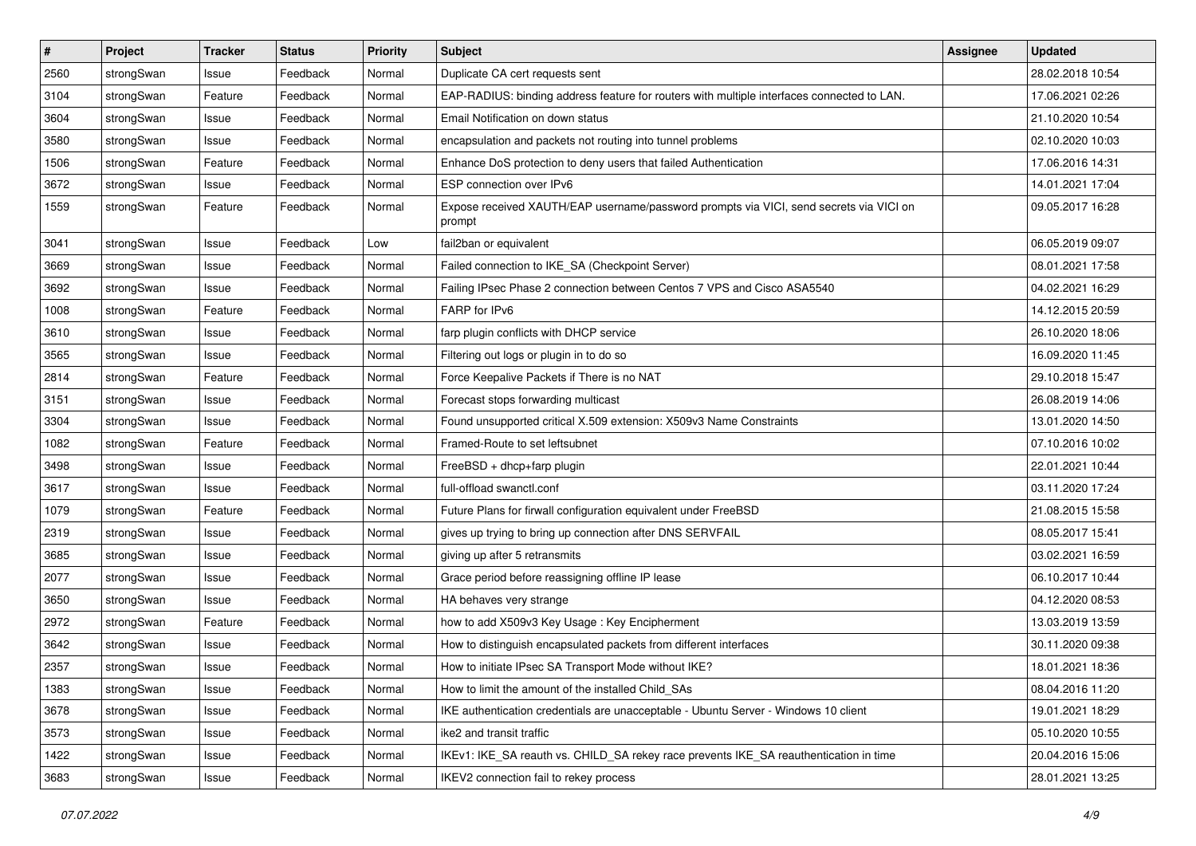| # | Project | Tracker | Status | Priority | Subject | Assignee | Updated |
|---|---|---|---|---|---|---|---|
| 2560 | strongSwan | Issue | Feedback | Normal | Duplicate CA cert requests sent | | 28.02.2018 10:54 |
| 3104 | strongSwan | Feature | Feedback | Normal | EAP-RADIUS: binding address feature for routers with multiple interfaces connected to LAN. | | 17.06.2021 02:26 |
| 3604 | strongSwan | Issue | Feedback | Normal | Email Notification on down status | | 21.10.2020 10:54 |
| 3580 | strongSwan | Issue | Feedback | Normal | encapsulation and packets not routing into tunnel problems | | 02.10.2020 10:03 |
| 1506 | strongSwan | Feature | Feedback | Normal | Enhance DoS protection to deny users that failed Authentication | | 17.06.2016 14:31 |
| 3672 | strongSwan | Issue | Feedback | Normal | ESP connection over IPv6 | | 14.01.2021 17:04 |
| 1559 | strongSwan | Feature | Feedback | Normal | Expose received XAUTH/EAP username/password prompts via VICI, send secrets via VICI on prompt | | 09.05.2017 16:28 |
| 3041 | strongSwan | Issue | Feedback | Low | fail2ban or equivalent | | 06.05.2019 09:07 |
| 3669 | strongSwan | Issue | Feedback | Normal | Failed connection to IKE_SA (Checkpoint Server) | | 08.01.2021 17:58 |
| 3692 | strongSwan | Issue | Feedback | Normal | Failing IPsec Phase 2 connection between Centos 7 VPS and Cisco ASA5540 | | 04.02.2021 16:29 |
| 1008 | strongSwan | Feature | Feedback | Normal | FARP for IPv6 | | 14.12.2015 20:59 |
| 3610 | strongSwan | Issue | Feedback | Normal | farp plugin conflicts with DHCP service | | 26.10.2020 18:06 |
| 3565 | strongSwan | Issue | Feedback | Normal | Filtering out logs or plugin in to do so | | 16.09.2020 11:45 |
| 2814 | strongSwan | Feature | Feedback | Normal | Force Keepalive Packets if There is no NAT | | 29.10.2018 15:47 |
| 3151 | strongSwan | Issue | Feedback | Normal | Forecast stops forwarding multicast | | 26.08.2019 14:06 |
| 3304 | strongSwan | Issue | Feedback | Normal | Found unsupported critical X.509 extension: X509v3 Name Constraints | | 13.01.2020 14:50 |
| 1082 | strongSwan | Feature | Feedback | Normal | Framed-Route to set leftsubnet | | 07.10.2016 10:02 |
| 3498 | strongSwan | Issue | Feedback | Normal | FreeBSD + dhcp+farp plugin | | 22.01.2021 10:44 |
| 3617 | strongSwan | Issue | Feedback | Normal | full-offload swanctl.conf | | 03.11.2020 17:24 |
| 1079 | strongSwan | Feature | Feedback | Normal | Future Plans for firwall configuration equivalent under FreeBSD | | 21.08.2015 15:58 |
| 2319 | strongSwan | Issue | Feedback | Normal | gives up trying to bring up connection after DNS SERVFAIL | | 08.05.2017 15:41 |
| 3685 | strongSwan | Issue | Feedback | Normal | giving up after 5 retransmits | | 03.02.2021 16:59 |
| 2077 | strongSwan | Issue | Feedback | Normal | Grace period before reassigning offline IP lease | | 06.10.2017 10:44 |
| 3650 | strongSwan | Issue | Feedback | Normal | HA behaves very strange | | 04.12.2020 08:53 |
| 2972 | strongSwan | Feature | Feedback | Normal | how to add X509v3 Key Usage : Key Encipherment | | 13.03.2019 13:59 |
| 3642 | strongSwan | Issue | Feedback | Normal | How to distinguish encapsulated packets from different interfaces | | 30.11.2020 09:38 |
| 2357 | strongSwan | Issue | Feedback | Normal | How to initiate IPsec SA Transport Mode without IKE? | | 18.01.2021 18:36 |
| 1383 | strongSwan | Issue | Feedback | Normal | How to limit the amount of the installed Child_SAs | | 08.04.2016 11:20 |
| 3678 | strongSwan | Issue | Feedback | Normal | IKE authentication credentials are unacceptable - Ubuntu Server - Windows 10 client | | 19.01.2021 18:29 |
| 3573 | strongSwan | Issue | Feedback | Normal | ike2 and transit traffic | | 05.10.2020 10:55 |
| 1422 | strongSwan | Issue | Feedback | Normal | IKEv1: IKE_SA reauth vs. CHILD_SA rekey race prevents IKE_SA reauthentication in time | | 20.04.2016 15:06 |
| 3683 | strongSwan | Issue | Feedback | Normal | IKEV2 connection fail to rekey process | | 28.01.2021 13:25 |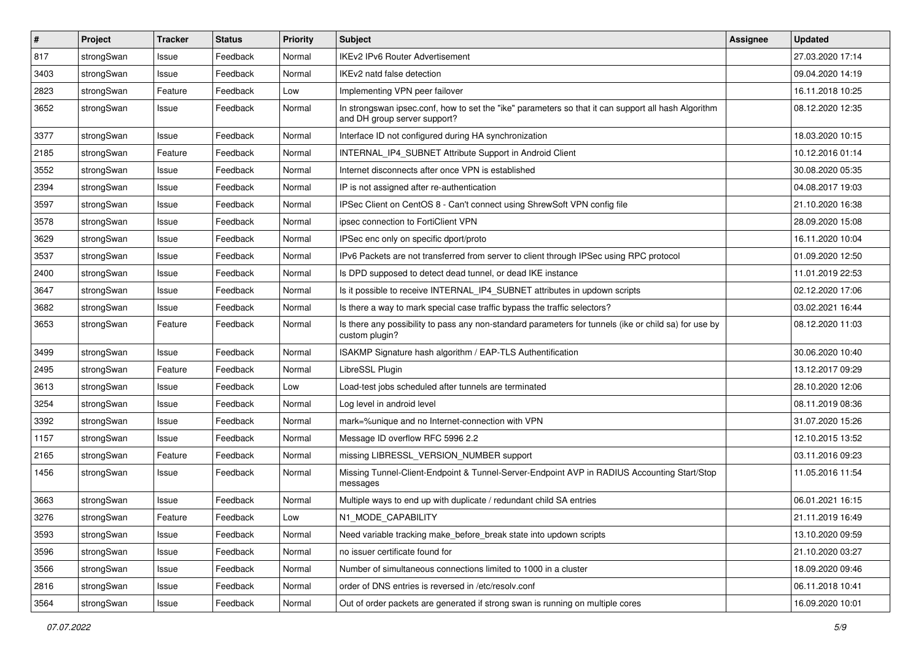| # | Project | Tracker | Status | Priority | Subject | Assignee | Updated |
|---|---|---|---|---|---|---|---|
| 817 | strongSwan | Issue | Feedback | Normal | IKEv2 IPv6 Router Advertisement | | 27.03.2020 17:14 |
| 3403 | strongSwan | Issue | Feedback | Normal | IKEv2 natd false detection | | 09.04.2020 14:19 |
| 2823 | strongSwan | Feature | Feedback | Low | Implementing VPN peer failover | | 16.11.2018 10:25 |
| 3652 | strongSwan | Issue | Feedback | Normal | In strongswan ipsec.conf, how to set the "ike" parameters so that it can support all hash Algorithm and DH group server support? | | 08.12.2020 12:35 |
| 3377 | strongSwan | Issue | Feedback | Normal | Interface ID not configured during HA synchronization | | 18.03.2020 10:15 |
| 2185 | strongSwan | Feature | Feedback | Normal | INTERNAL_IP4_SUBNET Attribute Support in Android Client | | 10.12.2016 01:14 |
| 3552 | strongSwan | Issue | Feedback | Normal | Internet disconnects after once VPN is established | | 30.08.2020 05:35 |
| 2394 | strongSwan | Issue | Feedback | Normal | IP is not assigned after re-authentication | | 04.08.2017 19:03 |
| 3597 | strongSwan | Issue | Feedback | Normal | IPSec Client on CentOS 8 - Can't connect using ShrewSoft VPN config file | | 21.10.2020 16:38 |
| 3578 | strongSwan | Issue | Feedback | Normal | ipsec connection to FortiClient VPN | | 28.09.2020 15:08 |
| 3629 | strongSwan | Issue | Feedback | Normal | IPSec enc only on specific dport/proto | | 16.11.2020 10:04 |
| 3537 | strongSwan | Issue | Feedback | Normal | IPv6 Packets are not transferred from server to client through IPSec using RPC protocol | | 01.09.2020 12:50 |
| 2400 | strongSwan | Issue | Feedback | Normal | Is DPD supposed to detect dead tunnel, or dead IKE instance | | 11.01.2019 22:53 |
| 3647 | strongSwan | Issue | Feedback | Normal | Is it possible to receive INTERNAL_IP4_SUBNET attributes in updown scripts | | 02.12.2020 17:06 |
| 3682 | strongSwan | Issue | Feedback | Normal | Is there a way to mark special case traffic bypass the traffic selectors? | | 03.02.2021 16:44 |
| 3653 | strongSwan | Feature | Feedback | Normal | Is there any possibility to pass any non-standard parameters for tunnels (ike or child sa) for use by custom plugin? | | 08.12.2020 11:03 |
| 3499 | strongSwan | Issue | Feedback | Normal | ISAKMP Signature hash algorithm / EAP-TLS Authentification | | 30.06.2020 10:40 |
| 2495 | strongSwan | Feature | Feedback | Normal | LibreSSL Plugin | | 13.12.2017 09:29 |
| 3613 | strongSwan | Issue | Feedback | Low | Load-test jobs scheduled after tunnels are terminated | | 28.10.2020 12:06 |
| 3254 | strongSwan | Issue | Feedback | Normal | Log level in android level | | 08.11.2019 08:36 |
| 3392 | strongSwan | Issue | Feedback | Normal | mark=%unique and no Internet-connection with VPN | | 31.07.2020 15:26 |
| 1157 | strongSwan | Issue | Feedback | Normal | Message ID overflow RFC 5996 2.2 | | 12.10.2015 13:52 |
| 2165 | strongSwan | Feature | Feedback | Normal | missing LIBRESSL_VERSION_NUMBER support | | 03.11.2016 09:23 |
| 1456 | strongSwan | Issue | Feedback | Normal | Missing Tunnel-Client-Endpoint & Tunnel-Server-Endpoint AVP in RADIUS Accounting Start/Stop messages | | 11.05.2016 11:54 |
| 3663 | strongSwan | Issue | Feedback | Normal | Multiple ways to end up with duplicate / redundant child SA entries | | 06.01.2021 16:15 |
| 3276 | strongSwan | Feature | Feedback | Low | N1_MODE_CAPABILITY | | 21.11.2019 16:49 |
| 3593 | strongSwan | Issue | Feedback | Normal | Need variable tracking make_before_break state into updown scripts | | 13.10.2020 09:59 |
| 3596 | strongSwan | Issue | Feedback | Normal | no issuer certificate found for | | 21.10.2020 03:27 |
| 3566 | strongSwan | Issue | Feedback | Normal | Number of simultaneous connections limited to 1000 in a cluster | | 18.09.2020 09:46 |
| 2816 | strongSwan | Issue | Feedback | Normal | order of DNS entries is reversed in /etc/resolv.conf | | 06.11.2018 10:41 |
| 3564 | strongSwan | Issue | Feedback | Normal | Out of order packets are generated if strong swan is running on multiple cores | | 16.09.2020 10:01 |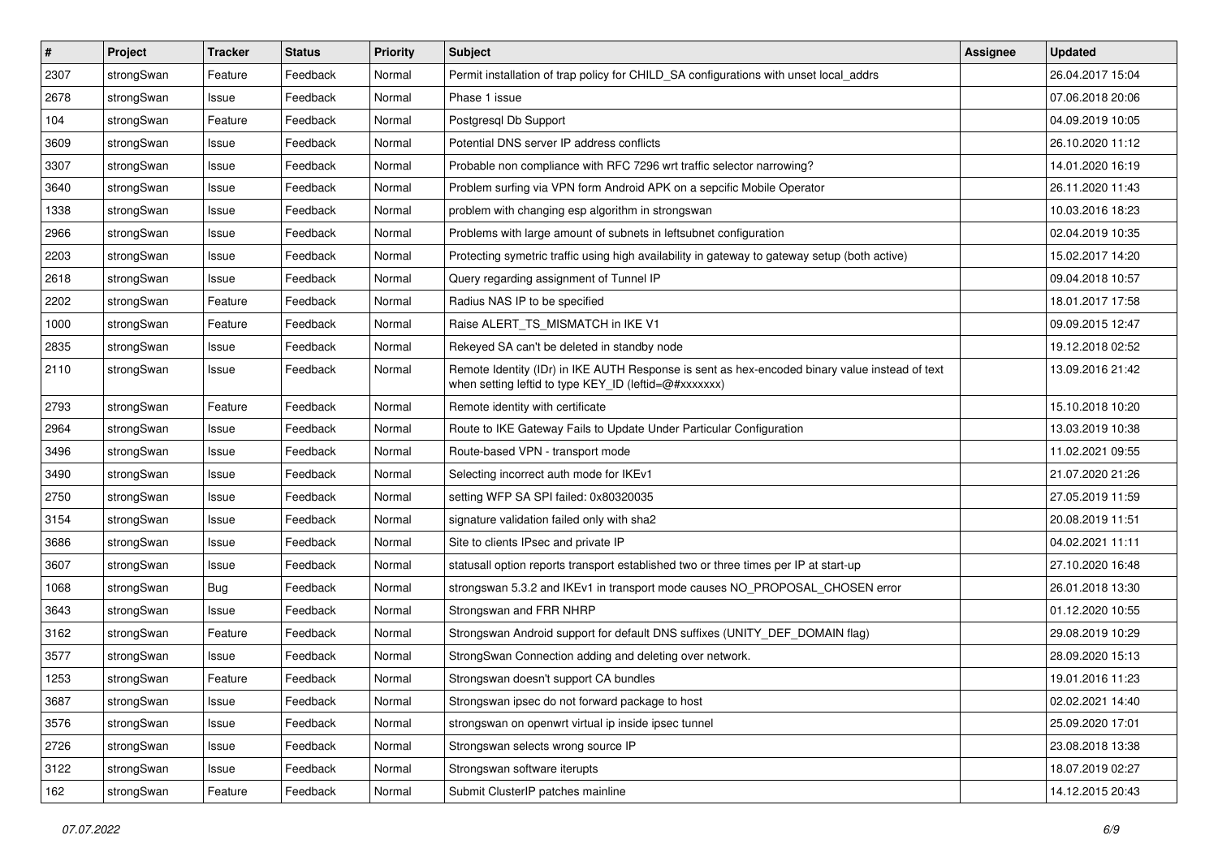| # | Project | Tracker | Status | Priority | Subject | Assignee | Updated |
|---|---|---|---|---|---|---|---|
| 2307 | strongSwan | Feature | Feedback | Normal | Permit installation of trap policy for CHILD_SA configurations with unset local_addrs | | 26.04.2017 15:04 |
| 2678 | strongSwan | Issue | Feedback | Normal | Phase 1 issue | | 07.06.2018 20:06 |
| 104 | strongSwan | Feature | Feedback | Normal | Postgresql Db Support | | 04.09.2019 10:05 |
| 3609 | strongSwan | Issue | Feedback | Normal | Potential DNS server IP address conflicts | | 26.10.2020 11:12 |
| 3307 | strongSwan | Issue | Feedback | Normal | Probable non compliance with RFC 7296 wrt traffic selector narrowing? | | 14.01.2020 16:19 |
| 3640 | strongSwan | Issue | Feedback | Normal | Problem surfing via VPN form Android APK on a sepcific Mobile Operator | | 26.11.2020 11:43 |
| 1338 | strongSwan | Issue | Feedback | Normal | problem with changing esp algorithm in strongswan | | 10.03.2016 18:23 |
| 2966 | strongSwan | Issue | Feedback | Normal | Problems with large amount of subnets in leftsubnet configuration | | 02.04.2019 10:35 |
| 2203 | strongSwan | Issue | Feedback | Normal | Protecting symetric traffic using high availability in gateway to gateway setup (both active) | | 15.02.2017 14:20 |
| 2618 | strongSwan | Issue | Feedback | Normal | Query regarding assignment of Tunnel IP | | 09.04.2018 10:57 |
| 2202 | strongSwan | Feature | Feedback | Normal | Radius NAS IP to be specified | | 18.01.2017 17:58 |
| 1000 | strongSwan | Feature | Feedback | Normal | Raise ALERT_TS_MISMATCH in IKE V1 | | 09.09.2015 12:47 |
| 2835 | strongSwan | Issue | Feedback | Normal | Rekeyed SA can't be deleted in standby node | | 19.12.2018 02:52 |
| 2110 | strongSwan | Issue | Feedback | Normal | Remote Identity (IDr) in IKE AUTH Response is sent as hex-encoded binary value instead of text when setting leftid to type KEY_ID (leftid=@#xxxxxxx) | | 13.09.2016 21:42 |
| 2793 | strongSwan | Feature | Feedback | Normal | Remote identity with certificate | | 15.10.2018 10:20 |
| 2964 | strongSwan | Issue | Feedback | Normal | Route to IKE Gateway Fails to Update Under Particular Configuration | | 13.03.2019 10:38 |
| 3496 | strongSwan | Issue | Feedback | Normal | Route-based VPN - transport mode | | 11.02.2021 09:55 |
| 3490 | strongSwan | Issue | Feedback | Normal | Selecting incorrect auth mode for IKEv1 | | 21.07.2020 21:26 |
| 2750 | strongSwan | Issue | Feedback | Normal | setting WFP SA SPI failed: 0x80320035 | | 27.05.2019 11:59 |
| 3154 | strongSwan | Issue | Feedback | Normal | signature validation failed only with sha2 | | 20.08.2019 11:51 |
| 3686 | strongSwan | Issue | Feedback | Normal | Site to clients IPsec and private IP | | 04.02.2021 11:11 |
| 3607 | strongSwan | Issue | Feedback | Normal | statusall option reports transport established two or three times per IP at start-up | | 27.10.2020 16:48 |
| 1068 | strongSwan | Bug | Feedback | Normal | strongswan 5.3.2 and IKEv1 in transport mode causes NO_PROPOSAL_CHOSEN error | | 26.01.2018 13:30 |
| 3643 | strongSwan | Issue | Feedback | Normal | Strongswan and FRR NHRP | | 01.12.2020 10:55 |
| 3162 | strongSwan | Feature | Feedback | Normal | Strongswan Android support for default DNS suffixes (UNITY_DEF_DOMAIN flag) | | 29.08.2019 10:29 |
| 3577 | strongSwan | Issue | Feedback | Normal | StrongSwan Connection adding and deleting over network. | | 28.09.2020 15:13 |
| 1253 | strongSwan | Feature | Feedback | Normal | Strongswan doesn't support CA bundles | | 19.01.2016 11:23 |
| 3687 | strongSwan | Issue | Feedback | Normal | Strongswan ipsec do not forward package to host | | 02.02.2021 14:40 |
| 3576 | strongSwan | Issue | Feedback | Normal | strongswan on openwrt virtual ip inside ipsec tunnel | | 25.09.2020 17:01 |
| 2726 | strongSwan | Issue | Feedback | Normal | Strongswan selects wrong source IP | | 23.08.2018 13:38 |
| 3122 | strongSwan | Issue | Feedback | Normal | Strongswan software iterupts | | 18.07.2019 02:27 |
| 162 | strongSwan | Feature | Feedback | Normal | Submit ClusterIP patches mainline | | 14.12.2015 20:43 |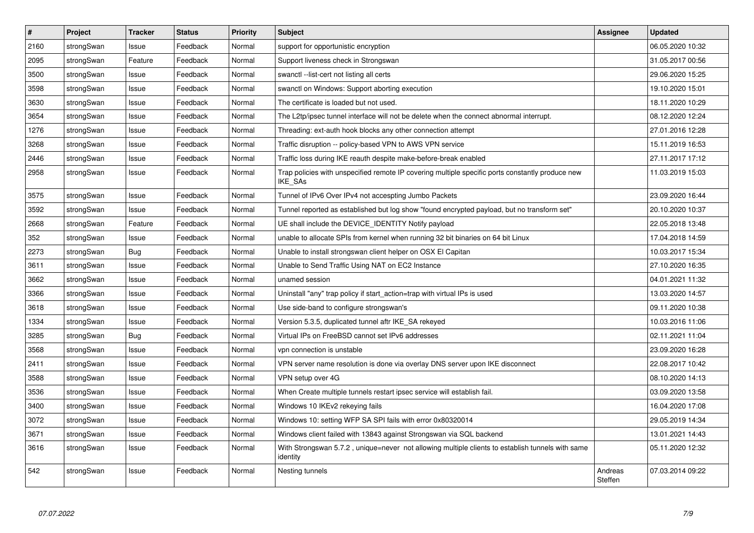| # | Project | Tracker | Status | Priority | Subject | Assignee | Updated |
|---|---|---|---|---|---|---|---|
| 2160 | strongSwan | Issue | Feedback | Normal | support for opportunistic encryption | | 06.05.2020 10:32 |
| 2095 | strongSwan | Feature | Feedback | Normal | Support liveness check in Strongswan | | 31.05.2017 00:56 |
| 3500 | strongSwan | Issue | Feedback | Normal | swanctl --list-cert not listing all certs | | 29.06.2020 15:25 |
| 3598 | strongSwan | Issue | Feedback | Normal | swanctl on Windows: Support aborting execution | | 19.10.2020 15:01 |
| 3630 | strongSwan | Issue | Feedback | Normal | The certificate is loaded but not used. | | 18.11.2020 10:29 |
| 3654 | strongSwan | Issue | Feedback | Normal | The L2tp/ipsec tunnel interface will not be delete when the connect abnormal interrupt. | | 08.12.2020 12:24 |
| 1276 | strongSwan | Issue | Feedback | Normal | Threading: ext-auth hook blocks any other connection attempt | | 27.01.2016 12:28 |
| 3268 | strongSwan | Issue | Feedback | Normal | Traffic disruption -- policy-based VPN to AWS VPN service | | 15.11.2019 16:53 |
| 2446 | strongSwan | Issue | Feedback | Normal | Traffic loss during IKE reauth despite make-before-break enabled | | 27.11.2017 17:12 |
| 2958 | strongSwan | Issue | Feedback | Normal | Trap policies with unspecified remote IP covering multiple specific ports constantly produce new IKE_SAs | | 11.03.2019 15:03 |
| 3575 | strongSwan | Issue | Feedback | Normal | Tunnel of IPv6 Over IPv4 not accespting Jumbo Packets | | 23.09.2020 16:44 |
| 3592 | strongSwan | Issue | Feedback | Normal | Tunnel reported as established but log show "found encrypted payload, but no transform set" | | 20.10.2020 10:37 |
| 2668 | strongSwan | Feature | Feedback | Normal | UE shall include the DEVICE_IDENTITY Notify payload | | 22.05.2018 13:48 |
| 352 | strongSwan | Issue | Feedback | Normal | unable to allocate SPIs from kernel when running 32 bit binaries on 64 bit Linux | | 17.04.2018 14:59 |
| 2273 | strongSwan | Bug | Feedback | Normal | Unable to install strongswan client helper on OSX El Capitan | | 10.03.2017 15:34 |
| 3611 | strongSwan | Issue | Feedback | Normal | Unable to Send Traffic Using NAT on EC2 Instance | | 27.10.2020 16:35 |
| 3662 | strongSwan | Issue | Feedback | Normal | unamed session | | 04.01.2021 11:32 |
| 3366 | strongSwan | Issue | Feedback | Normal | Uninstall "any" trap policy if start_action=trap with virtual IPs is used | | 13.03.2020 14:57 |
| 3618 | strongSwan | Issue | Feedback | Normal | Use side-band to configure strongswan's | | 09.11.2020 10:38 |
| 1334 | strongSwan | Issue | Feedback | Normal | Version 5.3.5, duplicated tunnel aftr IKE_SA rekeyed | | 10.03.2016 11:06 |
| 3285 | strongSwan | Bug | Feedback | Normal | Virtual IPs on FreeBSD cannot set IPv6 addresses | | 02.11.2021 11:04 |
| 3568 | strongSwan | Issue | Feedback | Normal | vpn connection is unstable | | 23.09.2020 16:28 |
| 2411 | strongSwan | Issue | Feedback | Normal | VPN server name resolution is done via overlay DNS server upon IKE disconnect | | 22.08.2017 10:42 |
| 3588 | strongSwan | Issue | Feedback | Normal | VPN setup over 4G | | 08.10.2020 14:13 |
| 3536 | strongSwan | Issue | Feedback | Normal | When Create multiple tunnels restart ipsec service will establish fail. | | 03.09.2020 13:58 |
| 3400 | strongSwan | Issue | Feedback | Normal | Windows 10 IKEv2 rekeying fails | | 16.04.2020 17:08 |
| 3072 | strongSwan | Issue | Feedback | Normal | Windows 10: setting WFP SA SPI fails with error 0x80320014 | | 29.05.2019 14:34 |
| 3671 | strongSwan | Issue | Feedback | Normal | Windows client failed with 13843 against Strongswan via SQL backend | | 13.01.2021 14:43 |
| 3616 | strongSwan | Issue | Feedback | Normal | With Strongswan 5.7.2 , unique=never not allowing multiple clients to establish tunnels with same identity | | 05.11.2020 12:32 |
| 542 | strongSwan | Issue | Feedback | Normal | Nesting tunnels | Andreas Steffen | 07.03.2014 09:22 |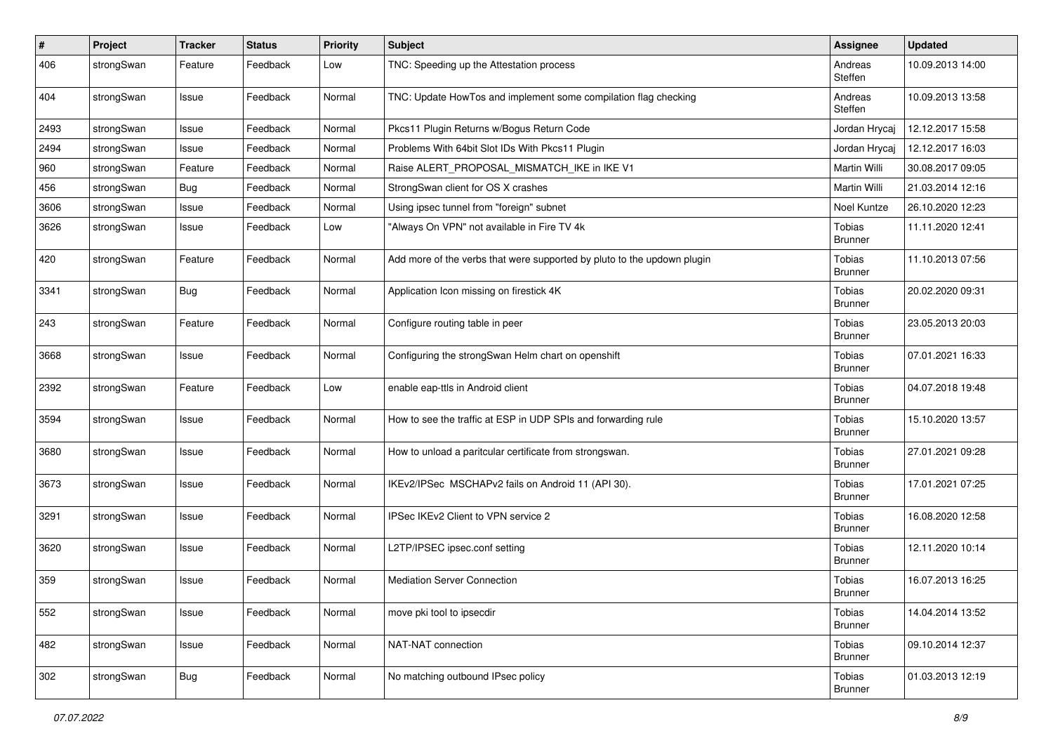| # | Project | Tracker | Status | Priority | Subject | Assignee | Updated |
|---|---|---|---|---|---|---|---|
| 406 | strongSwan | Feature | Feedback | Low | TNC: Speeding up the Attestation process | Andreas Steffen | 10.09.2013 14:00 |
| 404 | strongSwan | Issue | Feedback | Normal | TNC: Update HowTos and implement some compilation flag checking | Andreas Steffen | 10.09.2013 13:58 |
| 2493 | strongSwan | Issue | Feedback | Normal | Pkcs11 Plugin Returns w/Bogus Return Code | Jordan Hrycaj | 12.12.2017 15:58 |
| 2494 | strongSwan | Issue | Feedback | Normal | Problems With 64bit Slot IDs With Pkcs11 Plugin | Jordan Hrycaj | 12.12.2017 16:03 |
| 960 | strongSwan | Feature | Feedback | Normal | Raise ALERT_PROPOSAL_MISMATCH_IKE in IKE V1 | Martin Willi | 30.08.2017 09:05 |
| 456 | strongSwan | Bug | Feedback | Normal | StrongSwan client for OS X crashes | Martin Willi | 21.03.2014 12:16 |
| 3606 | strongSwan | Issue | Feedback | Normal | Using ipsec tunnel from "foreign" subnet | Noel Kuntze | 26.10.2020 12:23 |
| 3626 | strongSwan | Issue | Feedback | Low | "Always On VPN" not available in Fire TV 4k | Tobias Brunner | 11.11.2020 12:41 |
| 420 | strongSwan | Feature | Feedback | Normal | Add more of the verbs that were supported by pluto to the updown plugin | Tobias Brunner | 11.10.2013 07:56 |
| 3341 | strongSwan | Bug | Feedback | Normal | Application Icon missing on firestick 4K | Tobias Brunner | 20.02.2020 09:31 |
| 243 | strongSwan | Feature | Feedback | Normal | Configure routing table in peer | Tobias Brunner | 23.05.2013 20:03 |
| 3668 | strongSwan | Issue | Feedback | Normal | Configuring the strongSwan Helm chart on openshift | Tobias Brunner | 07.01.2021 16:33 |
| 2392 | strongSwan | Feature | Feedback | Low | enable eap-ttls in Android client | Tobias Brunner | 04.07.2018 19:48 |
| 3594 | strongSwan | Issue | Feedback | Normal | How to see the traffic at ESP in UDP SPIs and forwarding rule | Tobias Brunner | 15.10.2020 13:57 |
| 3680 | strongSwan | Issue | Feedback | Normal | How to unload a paritcular certificate from strongswan. | Tobias Brunner | 27.01.2021 09:28 |
| 3673 | strongSwan | Issue | Feedback | Normal | IKEv2/IPSec MSCHAPv2 fails on Android 11 (API 30). | Tobias Brunner | 17.01.2021 07:25 |
| 3291 | strongSwan | Issue | Feedback | Normal | IPSec IKEv2 Client to VPN service 2 | Tobias Brunner | 16.08.2020 12:58 |
| 3620 | strongSwan | Issue | Feedback | Normal | L2TP/IPSEC ipsec.conf setting | Tobias Brunner | 12.11.2020 10:14 |
| 359 | strongSwan | Issue | Feedback | Normal | Mediation Server Connection | Tobias Brunner | 16.07.2013 16:25 |
| 552 | strongSwan | Issue | Feedback | Normal | move pki tool to ipsecdir | Tobias Brunner | 14.04.2014 13:52 |
| 482 | strongSwan | Issue | Feedback | Normal | NAT-NAT connection | Tobias Brunner | 09.10.2014 12:37 |
| 302 | strongSwan | Bug | Feedback | Normal | No matching outbound IPsec policy | Tobias Brunner | 01.03.2013 12:19 |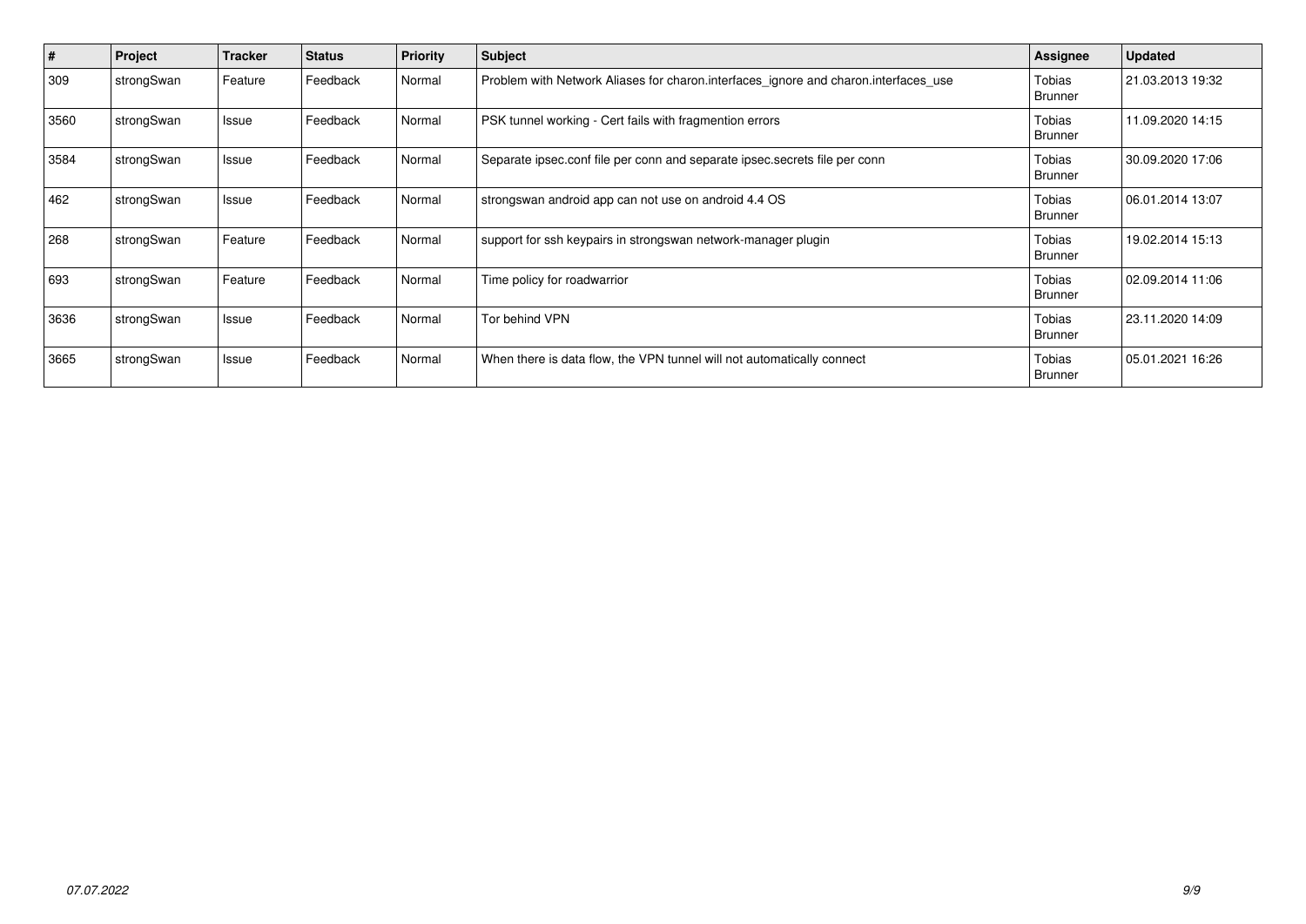| # | Project | Tracker | Status | Priority | Subject | Assignee | Updated |
|---|---|---|---|---|---|---|---|
| 309 | strongSwan | Feature | Feedback | Normal | Problem with Network Aliases for charon.interfaces_ignore and charon.interfaces_use | Tobias Brunner | 21.03.2013 19:32 |
| 3560 | strongSwan | Issue | Feedback | Normal | PSK tunnel working - Cert fails with fragmention errors | Tobias Brunner | 11.09.2020 14:15 |
| 3584 | strongSwan | Issue | Feedback | Normal | Separate ipsec.conf file per conn and separate ipsec.secrets file per conn | Tobias Brunner | 30.09.2020 17:06 |
| 462 | strongSwan | Issue | Feedback | Normal | strongswan android app can not use on android 4.4 OS | Tobias Brunner | 06.01.2014 13:07 |
| 268 | strongSwan | Feature | Feedback | Normal | support for ssh keypairs in strongswan network-manager plugin | Tobias Brunner | 19.02.2014 15:13 |
| 693 | strongSwan | Feature | Feedback | Normal | Time policy for roadwarrior | Tobias Brunner | 02.09.2014 11:06 |
| 3636 | strongSwan | Issue | Feedback | Normal | Tor behind VPN | Tobias Brunner | 23.11.2020 14:09 |
| 3665 | strongSwan | Issue | Feedback | Normal | When there is data flow, the VPN tunnel will not automatically connect | Tobias Brunner | 05.01.2021 16:26 |

*07.07.2022*